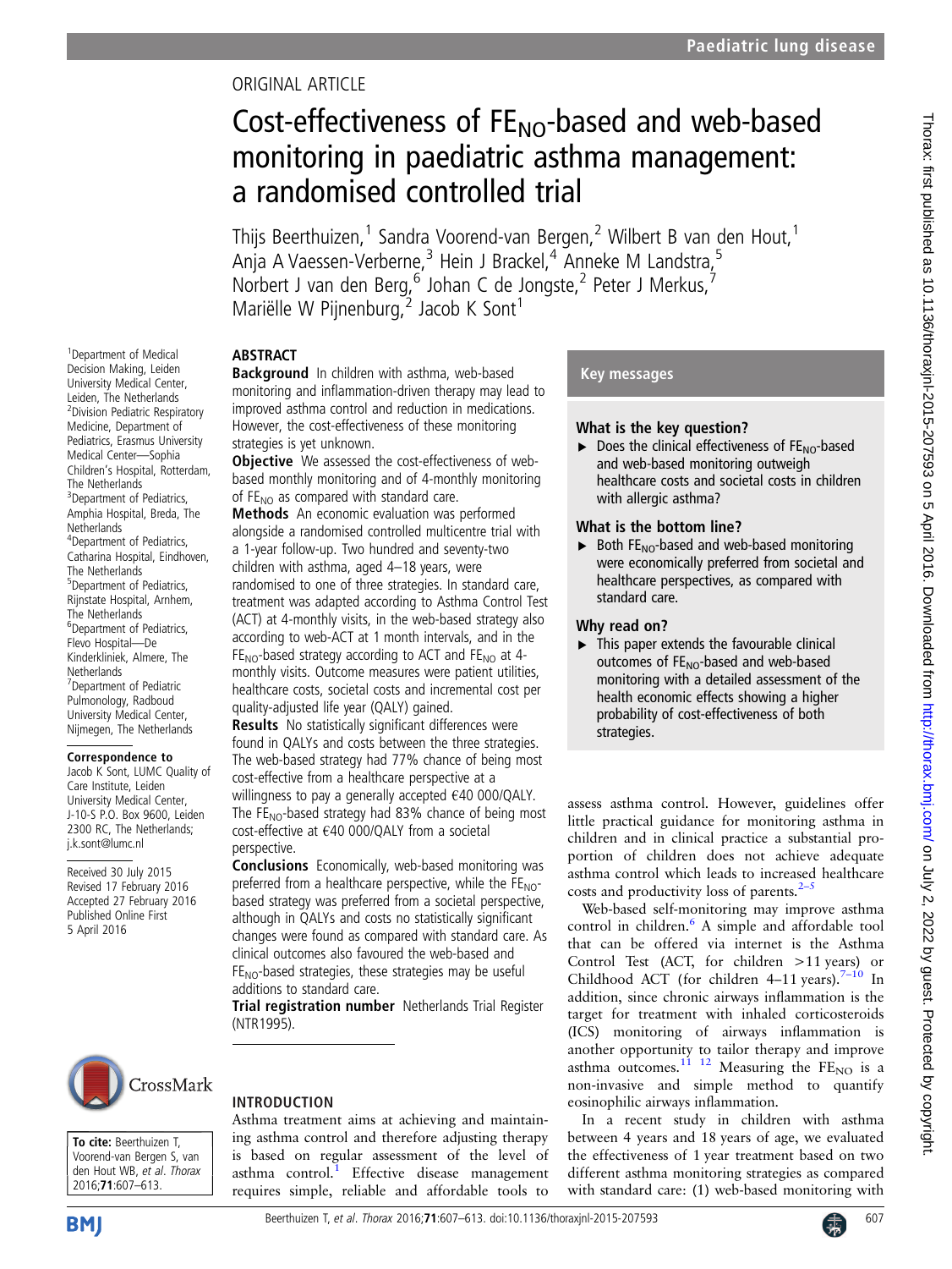ORIGINAL ARTICLE

# Cost-effectiveness of $FE_{NO}$-based and web-based monitoring in paediatric asthma management: a randomised controlled trial

Thijs Beerthuizen,[1] Sandra Voorend-van Bergen,[2] Wilbert B van den Hout,[1] Anja A Vaessen-Verberne,[3] Hein J Brackel,[4] Anneke M Landstra,[5] Norbert J van den Berg,[6] Johan C de Jongste,[2] Peter J Merkus,[7] Mariëlle W Pijnenburg,[2] Jacob K Sont[1]

[1]Department of Medical Decision Making, Leiden University Medical Center, Leiden, The Netherlands
[2]Division Pediatric Respiratory Medicine, Department of Pediatrics, Erasmus University Medical Center—Sophia Children's Hospital, Rotterdam, The Netherlands
[3]Department of Pediatrics, Amphia Hospital, Breda, The Netherlands
[4]Department of Pediatrics, Catharina Hospital, Eindhoven, The Netherlands
[5]Department of Pediatrics, Rijnstate Hospital, Arnhem, The Netherlands
[6]Department of Pediatrics, Flevo Hospital—De Kinderkliniek, Almere, The Netherlands
[7]Department of Pediatric Pulmonology, Radboud University Medical Center, Nijmegen, The Netherlands

**Correspondence to**
Jacob K Sont, LUMC Quality of Care Institute, Leiden University Medical Center, J-10-S P.O. Box 9600, Leiden 2300 RC, The Netherlands; j.k.sont@lumc.nl

Received 30 July 2015
Revised 17 February 2016
Accepted 27 February 2016
Published Online First 5 April 2016

To cite: Beerthuizen T, Voorend-van Bergen S, van den Hout WB, et al. Thorax 2016;71:607–613.

## ABSTRACT

**Background** In children with asthma, web-based monitoring and inflammation-driven therapy may lead to improved asthma control and reduction in medications. However, the cost-effectiveness of these monitoring strategies is yet unknown.

**Objective** We assessed the cost-effectiveness of web-based monthly monitoring and of 4-monthly monitoring of $FE_{NO}$ as compared with standard care.

**Methods** An economic evaluation was performed alongside a randomised controlled multicentre trial with a 1-year follow-up. Two hundred and seventy-two children with asthma, aged 4–18 years, were randomised to one of three strategies. In standard care, treatment was adapted according to Asthma Control Test (ACT) at 4-monthly visits, in the web-based strategy also according to web-ACT at 1 month intervals, and in the $FE_{NO}$-based strategy according to ACT and $FE_{NO}$ at 4-monthly visits. Outcome measures were patient utilities, healthcare costs, societal costs and incremental cost per quality-adjusted life year (QALY) gained.

**Results** No statistically significant differences were found in QALYs and costs between the three strategies. The web-based strategy had 77% chance of being most cost-effective from a healthcare perspective at a willingness to pay a generally accepted €40 000/QALY. The $FE_{NO}$-based strategy had 83% chance of being most cost-effective at €40 000/QALY from a societal perspective.

**Conclusions** Economically, web-based monitoring was preferred from a healthcare perspective, while the $FE_{NO}$-based strategy was preferred from a societal perspective, although in QALYs and costs no statistically significant changes were found as compared with standard care. As clinical outcomes also favoured the web-based and $FE_{NO}$-based strategies, these strategies may be useful additions to standard care.

**Trial registration number** Netherlands Trial Register (NTR1995).

## Key messages

**What is the key question?**

- Does the clinical effectiveness of $FE_{NO}$-based and web-based monitoring outweigh healthcare costs and societal costs in children with allergic asthma?

**What is the bottom line?**

- Both $FE_{NO}$-based and web-based monitoring were economically preferred from societal and healthcare perspectives, as compared with standard care.

**Why read on?**

- This paper extends the favourable clinical outcomes of $FE_{NO}$-based and web-based monitoring with a detailed assessment of the health economic effects showing a higher probability of cost-effectiveness of both strategies.

## INTRODUCTION

Asthma treatment aims at achieving and maintaining asthma control and therefore adjusting therapy is based on regular assessment of the level of asthma control.[1] Effective disease management requires simple, reliable and affordable tools to assess asthma control. However, guidelines offer little practical guidance for monitoring asthma in children and in clinical practice a substantial proportion of children does not achieve adequate asthma control which leads to increased healthcare costs and productivity loss of parents.[2–5]

Web-based self-monitoring may improve asthma control in children.[6] A simple and affordable tool that can be offered via internet is the Asthma Control Test (ACT, for children >11 years) or Childhood ACT (for children 4–11 years).[7–10] In addition, since chronic airways inflammation is the target for treatment with inhaled corticosteroids (ICS) monitoring of airways inflammation is another opportunity to tailor therapy and improve asthma outcomes.[11 12] Measuring the $FE_{NO}$ is a non-invasive and simple method to quantify eosinophilic airways inflammation.

In a recent study in children with asthma between 4 years and 18 years of age, we evaluated the effectiveness of 1 year treatment based on two different asthma monitoring strategies as compared with standard care: (1) web-based monitoring with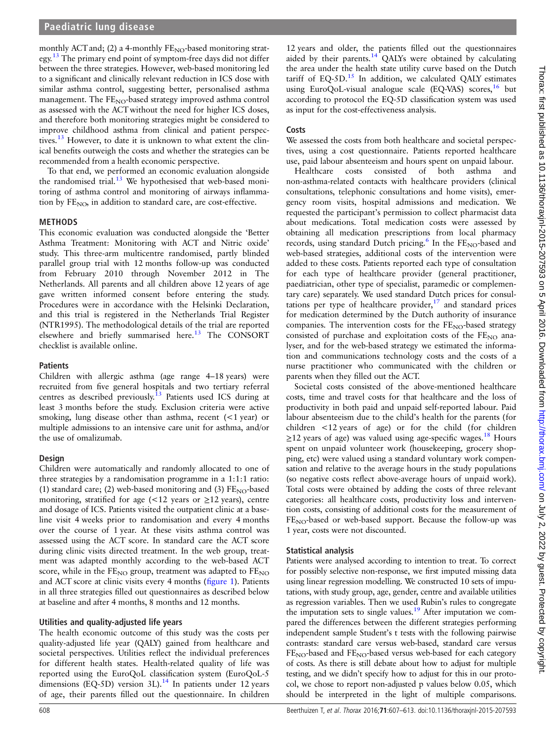monthly ACT and; (2) a 4-monthly $FE_{NO}$-based monitoring strategy.[13] The primary end point of symptom-free days did not differ between the three strategies. However, web-based monitoring led to a significant and clinically relevant reduction in ICS dose with similar asthma control, suggesting better, personalised asthma management. The $FE_{NO}$-based strategy improved asthma control as assessed with the ACT without the need for higher ICS doses, and therefore both monitoring strategies might be considered to improve childhood asthma from clinical and patient perspectives.[13] However, to date it is unknown to what extent the clinical benefits outweigh the costs and whether the strategies can be recommended from a health economic perspective.

To that end, we performed an economic evaluation alongside the randomised trial.[13] We hypothesised that web-based monitoring of asthma control and monitoring of airways inflammation by $FE_{NO}$, in addition to standard care, are cost-effective.

## METHODS

This economic evaluation was conducted alongside the 'Better Asthma Treatment: Monitoring with ACT and Nitric oxide' study. This three-arm multicentre randomised, partly blinded parallel group trial with 12 months follow-up was conducted from February 2010 through November 2012 in The Netherlands. All parents and all children above 12 years of age gave written informed consent before entering the study. Procedures were in accordance with the Helsinki Declaration, and this trial is registered in the Netherlands Trial Register (NTR1995). The methodological details of the trial are reported elsewhere and briefly summarised here.[13] The CONSORT checklist is available online.

### Patients

Children with allergic asthma (age range 4–18 years) were recruited from five general hospitals and two tertiary referral centres as described previously.[13] Patients used ICS during at least 3 months before the study. Exclusion criteria were active smoking, lung disease other than asthma, recent (<1 year) or multiple admissions to an intensive care unit for asthma, and/or the use of omalizumab.

### Design

Children were automatically and randomly allocated to one of three strategies by a randomisation programme in a 1:1:1 ratio: (1) standard care; (2) web-based monitoring and (3) $FE_{NO}$-based monitoring, stratified for age (<12 years or ≥12 years), centre and dosage of ICS. Patients visited the outpatient clinic at a baseline visit 4 weeks prior to randomisation and every 4 months over the course of 1 year. At these visits asthma control was assessed using the ACT score. In standard care the ACT score during clinic visits directed treatment. In the web group, treatment was adapted monthly according to the web-based ACT score, while in the $FE_{NO}$ group, treatment was adapted to $FE_{NO}$ and ACT score at clinic visits every 4 months (figure 1). Patients in all three strategies filled out questionnaires as described below at baseline and after 4 months, 8 months and 12 months.

### Utilities and quality-adjusted life years

The health economic outcome of this study was the costs per quality-adjusted life year (QALY) gained from healthcare and societal perspectives. Utilities reflect the individual preferences for different health states. Health-related quality of life was reported using the EuroQoL classification system (EuroQoL-5 dimensions (EQ-5D) version 3L).[14] In patients under 12 years of age, their parents filled out the questionnaire. In children 12 years and older, the patients filled out the questionnaires aided by their parents.[14] QALYs were obtained by calculating the area under the health state utility curve based on the Dutch tariff of EQ-5D.[15] In addition, we calculated QALY estimates using EuroQoL-visual analogue scale (EQ-VAS) scores,[16] but according to protocol the EQ-5D classification system was used as input for the cost-effectiveness analysis.

### Costs

We assessed the costs from both healthcare and societal perspectives, using a cost questionnaire. Patients reported healthcare use, paid labour absenteeism and hours spent on unpaid labour.

Healthcare costs consisted of both asthma and non-asthma-related contacts with healthcare providers (clinical consultations, telephonic consultations and home visits), emergency room visits, hospital admissions and medication. We requested the participant's permission to collect pharmacist data about medications. Total medication costs were assessed by obtaining all medication prescriptions from local pharmacy records, using standard Dutch pricing.[6] In the $FE_{NO}$-based and web-based strategies, additional costs of the intervention were added to these costs. Patients reported each type of consultation for each type of healthcare provider (general practitioner, paediatrician, other type of specialist, paramedic or complementary care) separately. We used standard Dutch prices for consultations per type of healthcare provider,[17] and standard prices for medication determined by the Dutch authority of insurance companies. The intervention costs for the $FE_{NO}$-based strategy consisted of purchase and exploitation costs of the $FE_{NO}$ analyser, and for the web-based strategy we estimated the information and communications technology costs and the costs of a nurse practitioner who communicated with the children or parents when they filled out the ACT.

Societal costs consisted of the above-mentioned healthcare costs, time and travel costs for that healthcare and the loss of productivity in both paid and unpaid self-reported labour. Paid labour absenteeism due to the child's health for the parents (for children <12 years of age) or for the child (for children ≥12 years of age) was valued using age-specific wages.[18] Hours spent on unpaid volunteer work (housekeeping, grocery shopping, etc) were valued using a standard voluntary work compensation and relative to the average hours in the study populations (so negative costs reflect above-average hours of unpaid work). Total costs were obtained by adding the costs of three relevant categories: all healthcare costs, productivity loss and intervention costs, consisting of additional costs for the measurement of $FE_{NO}$-based or web-based support. Because the follow-up was 1 year, costs were not discounted.

### Statistical analysis

Patients were analysed according to intention to treat. To correct for possibly selective non-response, we first imputed missing data using linear regression modelling. We constructed 10 sets of imputations, with study group, age, gender, centre and available utilities as regression variables. Then we used Rubin's rules to congregate the imputation sets to single values.[19] After imputation we compared the differences between the different strategies performing independent sample Student's t tests with the following pairwise contrasts: standard care versus web-based, standard care versus $FE_{NO}$-based and $FE_{NO}$-based versus web-based for each category of costs. As there is still debate about how to adjust for multiple testing, and we didn't specify how to adjust for this in our protocol, we chose to report non-adjusted p values below 0.05, which should be interpreted in the light of multiple comparisons.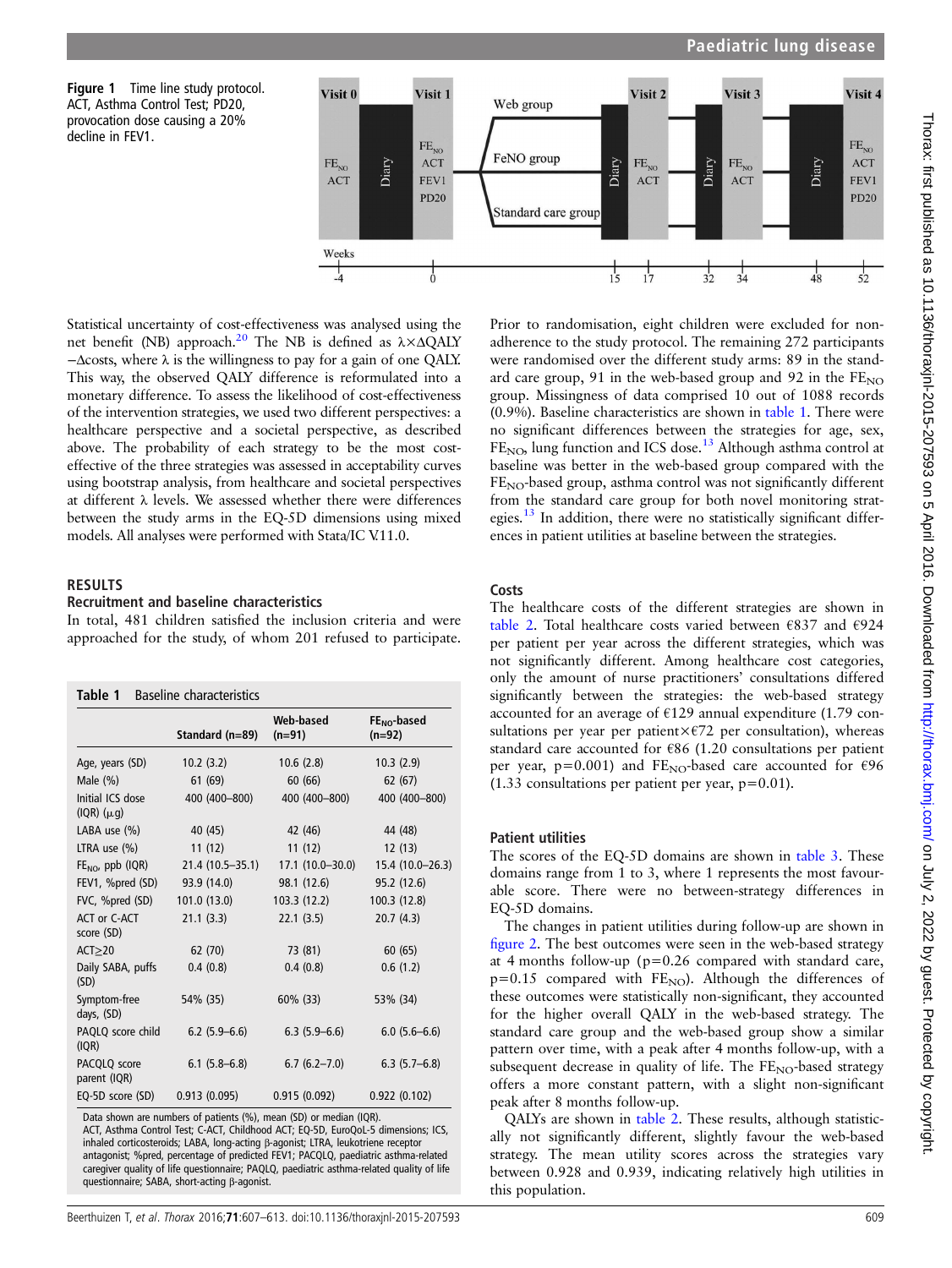**Figure 1** Time line study protocol. ACT, Asthma Control Test; PD20, provocation dose causing a 20% decline in FEV1.

Statistical uncertainty of cost-effectiveness was analysed using the net benefit (NB) approach.[20] The NB is defined as $\lambda \times \Delta QALY - \Delta costs$, where $\lambda$ is the willingness to pay for a gain of one QALY. This way, the observed QALY difference is reformulated into a monetary difference. To assess the likelihood of cost-effectiveness of the intervention strategies, we used two different perspectives: a healthcare perspective and a societal perspective, as described above. The probability of each strategy to be the most cost-effective of the three strategies was assessed in acceptability curves using bootstrap analysis, from healthcare and societal perspectives at different $\lambda$ levels. We assessed whether there were differences between the study arms in the EQ-5D dimensions using mixed models. All analyses were performed with Stata/IC V.11.0.

## RESULTS

### Recruitment and baseline characteristics

In total, 481 children satisfied the inclusion criteria and were approached for the study, of whom 201 refused to participate.

**Table 1** Baseline characteristics

| | Standard (n=89) | Web-based (n=91) | $FE_{NO}$-based (n=92) |
|---|---|---|---|
| Age, years (SD) | 10.2 (3.2) | 10.6 (2.8) | 10.3 (2.9) |
| Male (%) | 61 (69) | 60 (66) | 62 (67) |
| Initial ICS dose (IQR) (μg) | 400 (400–800) | 400 (400–800) | 400 (400–800) |
| LABA use (%) | 40 (45) | 42 (46) | 44 (48) |
| LTRA use (%) | 11 (12) | 11 (12) | 12 (13) |
| $FE_{NO}$, ppb (IQR) | 21.4 (10.5–35.1) | 17.1 (10.0–30.0) | 15.4 (10.0–26.3) |
| FEV1, %pred (SD) | 93.9 (14.0) | 98.1 (12.6) | 95.2 (12.6) |
| FVC, %pred (SD) | 101.0 (13.0) | 103.3 (12.2) | 100.3 (12.8) |
| ACT or C-ACT score (SD) | 21.1 (3.3) | 22.1 (3.5) | 20.7 (4.3) |
| ACT≥20 | 62 (70) | 73 (81) | 60 (65) |
| Daily SABA, puffs (SD) | 0.4 (0.8) | 0.4 (0.8) | 0.6 (1.2) |
| Symptom-free days, (SD) | 54% (35) | 60% (33) | 53% (34) |
| PAQLQ score child (IQR) | 6.2 (5.9–6.6) | 6.3 (5.9–6.6) | 6.0 (5.6–6.6) |
| PACQLQ score parent (IQR) | 6.1 (5.8–6.8) | 6.7 (6.2–7.0) | 6.3 (5.7–6.8) |
| EQ-5D score (SD) | 0.913 (0.095) | 0.915 (0.092) | 0.922 (0.102) |

Data shown are numbers of patients (%), mean (SD) or median (IQR).
ACT, Asthma Control Test; C-ACT, Childhood ACT; EQ-5D, EuroQoL-5 dimensions; ICS, inhaled corticosteroids; LABA, long-acting β-agonist; LTRA, leukotriene receptor antagonist; %pred, percentage of predicted FEV1; PACQLQ, paediatric asthma-related caregiver quality of life questionnaire; PAQLQ, paediatric asthma-related quality of life questionnaire; SABA, short-acting β-agonist.

Prior to randomisation, eight children were excluded for non-adherence to the study protocol. The remaining 272 participants were randomised over the different study arms: 89 in the standard care group, 91 in the web-based group and 92 in the $FE_{NO}$ group. Missingness of data comprised 10 out of 1088 records (0.9%). Baseline characteristics are shown in table 1. There were no significant differences between the strategies for age, sex, $FE_{NO}$, lung function and ICS dose.[13] Although asthma control at baseline was better in the web-based group compared with the $FE_{NO}$-based group, asthma control was not significantly different from the standard care group for both novel monitoring strategies.[13] In addition, there were no statistically significant differences in patient utilities at baseline between the strategies.

### Costs

The healthcare costs of the different strategies are shown in table 2. Total healthcare costs varied between €837 and €924 per patient per year across the different strategies, which was not significantly different. Among healthcare cost categories, only the amount of nurse practitioners' consultations differed significantly between the strategies: the web-based strategy accounted for an average of €129 annual expenditure (1.79 consultations per year per patient×€72 per consultation), whereas standard care accounted for €86 (1.20 consultations per patient per year, p=0.001) and $FE_{NO}$-based care accounted for €96 (1.33 consultations per patient per year, p=0.01).

### Patient utilities

The scores of the EQ-5D domains are shown in table 3. These domains range from 1 to 3, where 1 represents the most favourable score. There were no between-strategy differences in EQ-5D domains.

The changes in patient utilities during follow-up are shown in figure 2. The best outcomes were seen in the web-based strategy at 4 months follow-up (p=0.26 compared with standard care, p=0.15 compared with $FE_{NO}$). Although the differences of these outcomes were statistically non-significant, they accounted for the higher overall QALY in the web-based strategy. The standard care group and the web-based group show a similar pattern over time, with a peak after 4 months follow-up, with a subsequent decrease in quality of life. The $FE_{NO}$-based strategy offers a more constant pattern, with a slight non-significant peak after 8 months follow-up.

QALYs are shown in table 2. These results, although statistically not significantly different, slightly favour the web-based strategy. The mean utility scores across the strategies vary between 0.928 and 0.939, indicating relatively high utilities in this population.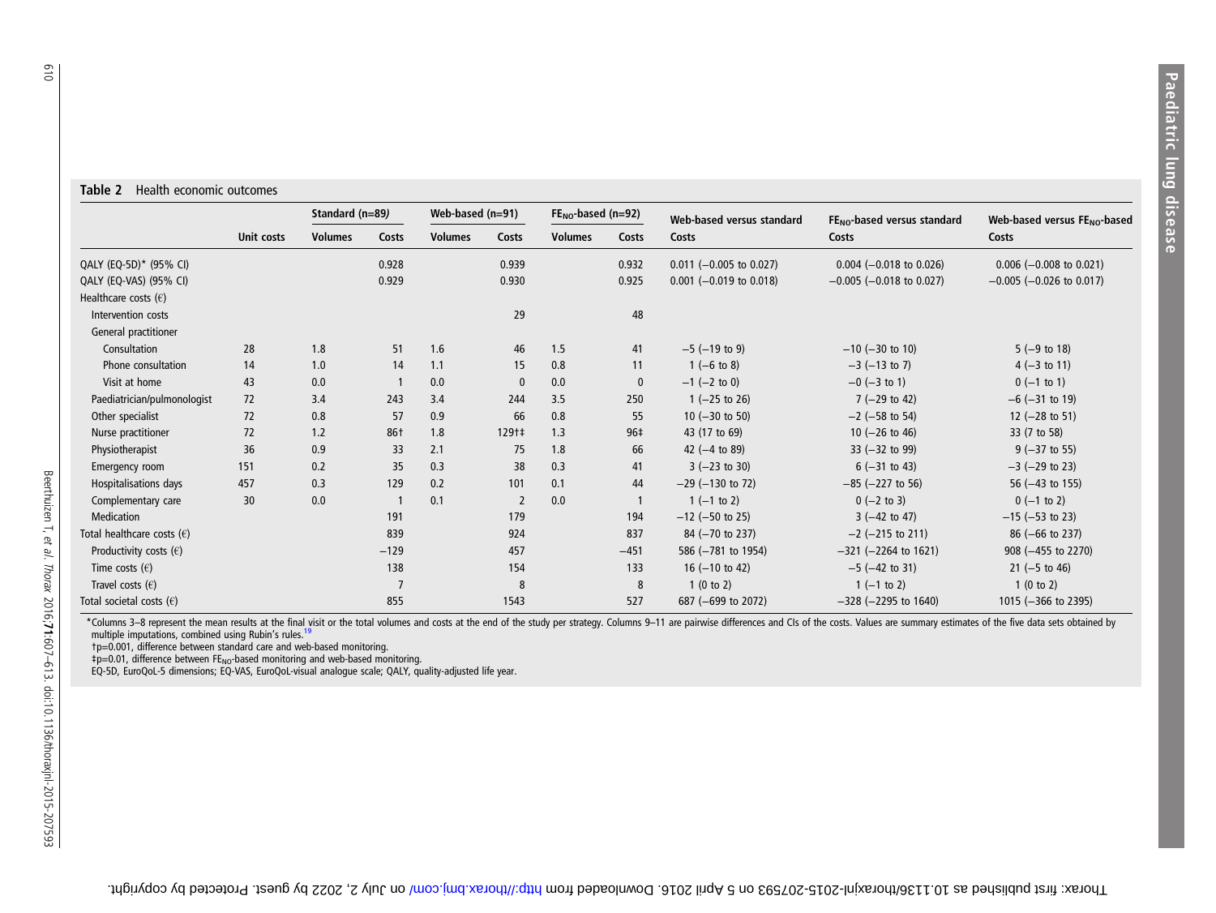**Table 2** Health economic outcomes

| | | Standard (n=89) | | Web-based (n=91) | | $FE_{NO}$-based (n=92) | | Web-based versus standard | $FE_{NO}$-based versus standard | Web-based versus $FE_{NO}$-based |
|---|---|---|---|---|---|---|---|---|---|---|
| | Unit costs | Volumes | Costs | Volumes | Costs | Volumes | Costs | Costs | Costs | Costs |
| QALY (EQ-5D)* (95% CI) | | | 0.928 | | 0.939 | | 0.932 | 0.011 (−0.005 to 0.027) | 0.004 (−0.018 to 0.026) | 0.006 (−0.008 to 0.021) |
| QALY (EQ-VAS) (95% CI) | | | 0.929 | | 0.930 | | 0.925 | 0.001 (−0.019 to 0.018) | −0.005 (−0.018 to 0.027) | −0.005 (−0.026 to 0.017) |
| Healthcare costs (€) | | | | | | | | | | |
| Intervention costs | | | | | 29 | | 48 | | | |
| General practitioner | | | | | | | | | | |
| Consultation | 28 | 1.8 | 51 | 1.6 | 46 | 1.5 | 41 | −5 (−19 to 9) | −10 (−30 to 10) | 5 (−9 to 18) |
| Phone consultation | 14 | 1.0 | 14 | 1.1 | 15 | 0.8 | 11 | 1 (−6 to 8) | −3 (−13 to 7) | 4 (−3 to 11) |
| Visit at home | 43 | 0.0 | 1 | 0.0 | 0 | 0.0 | 0 | −1 (−2 to 0) | −0 (−3 to 1) | 0 (−1 to 1) |
| Paediatrician/pulmonologist | 72 | 3.4 | 243 | 3.4 | 244 | 3.5 | 250 | 1 (−25 to 26) | 7 (−29 to 42) | −6 (−31 to 19) |
| Other specialist | 72 | 0.8 | 57 | 0.9 | 66 | 0.8 | 55 | 10 (−30 to 50) | −2 (−58 to 54) | 12 (−28 to 51) |
| Nurse practitioner | 72 | 1.2 | 86† | 1.8 | 129†‡ | 1.3 | 96‡ | 43 (17 to 69) | 10 (−26 to 46) | 33 (7 to 58) |
| Physiotherapist | 36 | 0.9 | 33 | 2.1 | 75 | 1.8 | 66 | 42 (−4 to 89) | 33 (−32 to 99) | 9 (−37 to 55) |
| Emergency room | 151 | 0.2 | 35 | 0.3 | 38 | 0.3 | 41 | 3 (−23 to 30) | 6 (−31 to 43) | −3 (−29 to 23) |
| Hospitalisations days | 457 | 0.3 | 129 | 0.2 | 101 | 0.1 | 44 | −29 (−130 to 72) | −85 (−227 to 56) | 56 (−43 to 155) |
| Complementary care | 30 | 0.0 | 1 | 0.1 | 2 | 0.0 | 1 | 1 (−1 to 2) | 0 (−2 to 3) | 0 (−1 to 2) |
| Medication | | | 191 | | 179 | | 194 | −12 (−50 to 25) | 3 (−42 to 47) | −15 (−53 to 23) |
| Total healthcare costs (€) | | | 839 | | 924 | | 837 | 84 (−70 to 237) | −2 (−215 to 211) | 86 (−66 to 237) |
| Productivity costs (€) | | | −129 | | 457 | | −451 | 586 (−781 to 1954) | −321 (−2264 to 1621) | 908 (−455 to 2270) |
| Time costs (€) | | | 138 | | 154 | | 133 | 16 (−10 to 42) | −5 (−42 to 31) | 21 (−5 to 46) |
| Travel costs (€) | | | 7 | | 8 | | 8 | 1 (0 to 2) | 1 (−1 to 2) | 1 (0 to 2) |
| Total societal costs (€) | | | 855 | | 1543 | | 527 | 687 (−699 to 2072) | −328 (−2295 to 1640) | 1015 (−366 to 2395) |

*Columns 3–8 represent the mean results at the final visit or the total volumes and costs at the end of the study per strategy. Columns 9–11 are pairwise differences and CIs of the costs. Values are summary estimates of the five data sets obtained by multiple imputations, combined using Rubin's rules.[19]

†p=0.001, difference between standard care and web-based monitoring.

‡p=0.01, difference between $FE_{NO}$-based monitoring and web-based monitoring.

EQ-5D, EuroQoL-5 dimensions; EQ-VAS, EuroQoL-visual analogue scale; QALY, quality-adjusted life year.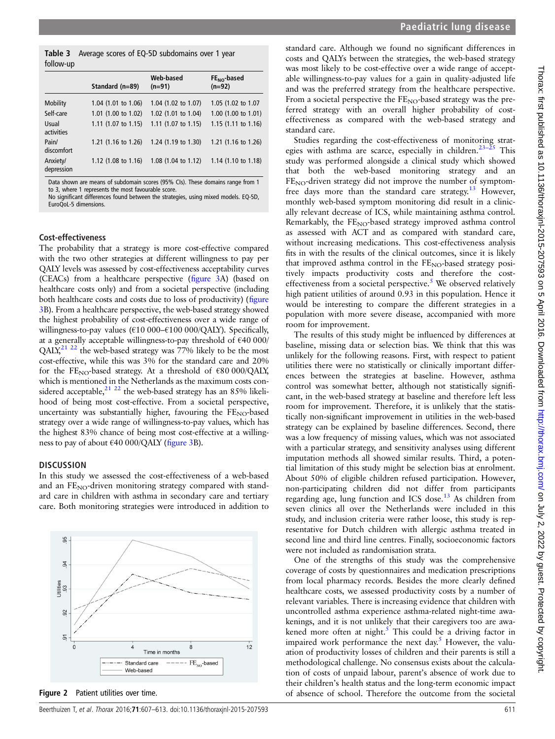**Table 3** Average scores of EQ-5D subdomains over 1 year follow-up

| | Standard (n=89) | Web-based (n=91) | $FE_{NO}$-based (n=92) |
|---|---|---|---|
| Mobility | 1.04 (1.01 to 1.06) | 1.04 (1.02 to 1.07) | 1.05 (1.02 to 1.07 |
| Self-care | 1.01 (1.00 to 1.02) | 1.02 (1.01 to 1.04) | 1.00 (1.00 to 1.01) |
| Usual activities | 1.11 (1.07 to 1.15) | 1.11 (1.07 to 1.15) | 1.15 (1.11 to 1.16) |
| Pain/ discomfort | 1.21 (1.16 to 1.26) | 1.24 (1.19 to 1.30) | 1.21 (1.16 to 1.26) |
| Anxiety/ depression | 1.12 (1.08 to 1.16) | 1.08 (1.04 to 1.12) | 1.14 (1.10 to 1.18) |

Data shown are means of subdomain scores (95% CIs). These domains range from 1 to 3, where 1 represents the most favourable score.
No significant differences found between the strategies, using mixed models. EQ-5D, EuroQoL-5 dimensions.

## Cost-effectiveness

The probability that a strategy is more cost-effective compared with the two other strategies at different willingness to pay per QALY levels was assessed by cost-effectiveness acceptability curves (CEACs) from a healthcare perspective (figure 3A) (based on healthcare costs only) and from a societal perspective (including both healthcare costs and costs due to loss of productivity) (figure 3B). From a healthcare perspective, the web-based strategy showed the highest probability of cost-effectiveness over a wide range of willingness-to-pay values (€10 000–€100 000/QALY). Specifically, at a generally acceptable willingness-to-pay threshold of €40 000/QALY,[21 22] the web-based strategy was 77% likely to be the most cost-effective, while this was 3% for the standard care and 20% for the $FE_{NO}$-based strategy. At a threshold of €80 000/QALY, which is mentioned in the Netherlands as the maximum costs considered acceptable,[21 22] the web-based strategy has an 85% likelihood of being most cost-effective. From a societal perspective, uncertainty was substantially higher, favouring the $FE_{NO}$-based strategy over a wide range of willingness-to-pay values, which has the highest 83% chance of being most cost-effective at a willingness to pay of about €40 000/QALY (figure 3B).

## DISCUSSION

In this study we assessed the cost-effectiveness of a web-based and an $FE_{NO}$-driven monitoring strategy compared with standard care in children with asthma in secondary care and tertiary care. Both monitoring strategies were introduced in addition to standard care. Although we found no significant differences in costs and QALYs between the strategies, the web-based strategy was most likely to be cost-effective over a wide range of acceptable willingness-to-pay values for a gain in quality-adjusted life and was the preferred strategy from the healthcare perspective. From a societal perspective the $FE_{NO}$-based strategy was the preferred strategy with an overall higher probability of cost-effectiveness as compared with the web-based strategy and standard care.

Figure 2 Patient utilities over time.

Studies regarding the cost-effectiveness of monitoring strategies with asthma are scarce, especially in children.[23–25] This study was performed alongside a clinical study which showed that both the web-based monitoring strategy and an $FE_{NO}$-driven strategy did not improve the number of symptom-free days more than the standard care strategy.[13] However, monthly web-based symptom monitoring did result in a clinically relevant decrease of ICS, while maintaining asthma control. Remarkably, the $FE_{NO}$-based strategy improved asthma control as assessed with ACT and as compared with standard care, without increasing medications. This cost-effectiveness analysis fits in with the results of the clinical outcomes, since it is likely that improved asthma control in the $FE_{NO}$-based strategy positively impacts productivity costs and therefore the cost-effectiveness from a societal perspective.[5] We observed relatively high patient utilities of around 0.93 in this population. Hence it would be interesting to compare the different strategies in a population with more severe disease, accompanied with more room for improvement.

The results of this study might be influenced by differences at baseline, missing data or selection bias. We think that this was unlikely for the following reasons. First, with respect to patient utilities there were no statistically or clinically important differences between the strategies at baseline. However, asthma control was somewhat better, although not statistically significant, in the web-based strategy at baseline and therefore left less room for improvement. Therefore, it is unlikely that the statistically non-significant improvement in utilities in the web-based strategy can be explained by baseline differences. Second, there was a low frequency of missing values, which was not associated with a particular strategy, and sensitivity analyses using different imputation methods all showed similar results. Third, a potential limitation of this study might be selection bias at enrolment. About 50% of eligible children refused participation. However, non-participating children did not differ from participants regarding age, lung function and ICS dose.[13] As children from seven clinics all over the Netherlands were included in this study, and inclusion criteria were rather loose, this study is representative for Dutch children with allergic asthma treated in second line and third line centres. Finally, socioeconomic factors were not included as randomisation strata.

One of the strengths of this study was the comprehensive coverage of costs by questionnaires and medication prescriptions from local pharmacy records. Besides the more clearly defined healthcare costs, we assessed productivity costs by a number of relevant variables. There is increasing evidence that children with uncontrolled asthma experience asthma-related night-time awakenings, and it is not unlikely that their caregivers too are awakened more often at night.[5] This could be a driving factor in impaired work performance the next day.[5] However, the valuation of productivity losses of children and their parents is still a methodological challenge. No consensus exists about the calculation of costs of unpaid labour, parent's absence of work due to their children's health status and the long-term economic impact of absence of school. Therefore the outcome from the societal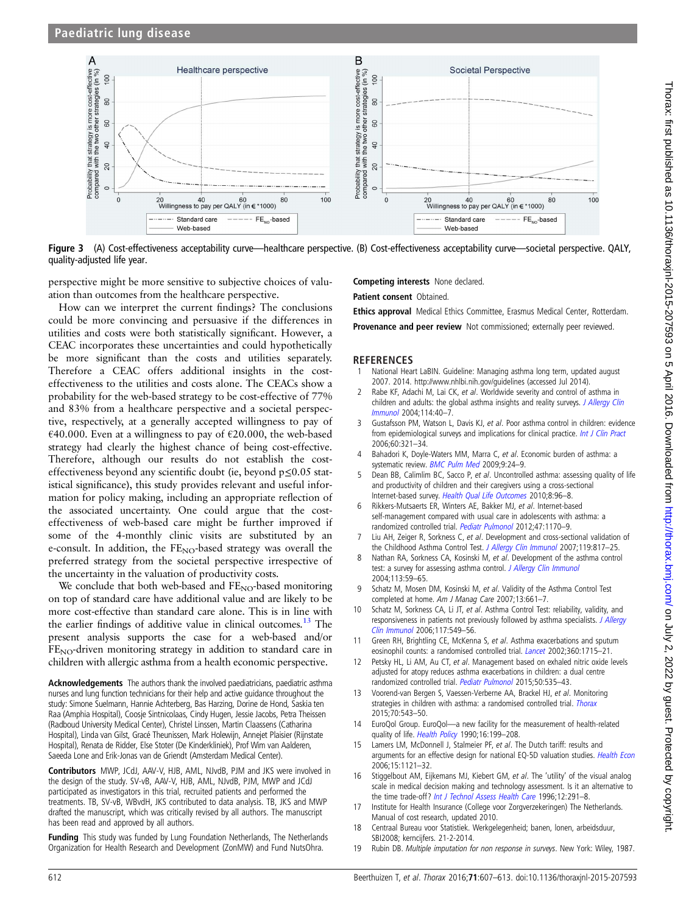Figure 3 (A) Cost-effectiveness acceptability curve—healthcare perspective. (B) Cost-effectiveness acceptability curve—societal perspective. QALY, quality-adjusted life year.

perspective might be more sensitive to subjective choices of valuation than outcomes from the healthcare perspective.

How can we interpret the current findings? The conclusions could be more convincing and persuasive if the differences in utilities and costs were both statistically significant. However, a CEAC incorporates these uncertainties and could hypothetically be more significant than the costs and utilities separately. Therefore a CEAC offers additional insights in the cost-effectiveness to the utilities and costs alone. The CEACs show a probability for the web-based strategy to be cost-effective of 77% and 83% from a healthcare perspective and a societal perspective, respectively, at a generally accepted willingness to pay of €40.000. Even at a willingness to pay of €20.000, the web-based strategy had clearly the highest chance of being cost-effective. Therefore, although our results do not establish the cost-effectiveness beyond any scientific doubt (ie, beyond $p \leq 0.05$ statistical significance), this study provides relevant and useful information for policy making, including an appropriate reflection of the associated uncertainty. One could argue that the cost-effectiveness of web-based care might be further improved if some of the 4-monthly clinic visits are substituted by an e-consult. In addition, the $FE_{NO}$-based strategy was overall the preferred strategy from the societal perspective irrespective of the uncertainty in the valuation of productivity costs.

We conclude that both web-based and $FE_{NO}$-based monitoring on top of standard care have additional value and are likely to be more cost-effective than standard care alone. This is in line with the earlier findings of additive value in clinical outcomes.[13] The present analysis supports the case for a web-based and/or $FE_{NO}$-driven monitoring strategy in addition to standard care in children with allergic asthma from a health economic perspective.

**Acknowledgements** The authors thank the involved paediatricians, paediatric asthma nurses and lung function technicians for their help and active guidance throughout the study: Simone Suelmann, Hannie Achterberg, Bas Harzing, Dorine de Hond, Saskia ten Raa (Amphia Hospital), Coosje Sintnicolaas, Cindy Hugen, Jessie Jacobs, Petra Theissen (Radboud University Medical Center), Christel Linssen, Martin Claassens (Catharina Hospital), Linda van Gilst, Gracé Theunissen, Mark Holewijn, Annejet Plaisier (Rijnstate Hospital), Renata de Ridder, Else Stoter (De Kinderkliniek), Prof Wim van Aalderen, Saeeda Lone and Erik-Jonas van de Griendt (Amsterdam Medical Center).

**Contributors** MWP, JCdJ, AAV-V, HJB, AML, NJvdB, PJM and JKS were involved in the design of the study. SV-vB, AAV-V, HJB, AML, NJvdB, PJM, MWP and JCdJ participated as investigators in this trial, recruited patients and performed the treatments. TB, SV-vB, WBvdH, JKS contributed to data analysis. TB, JKS and MWP drafted the manuscript, which was critically revised by all authors. The manuscript has been read and approved by all authors.

**Funding** This study was funded by Lung Foundation Netherlands, The Netherlands Organization for Health Research and Development (ZonMW) and Fund NutsOhra.

**Competing interests** None declared.

**Patient consent** Obtained.

**Ethics approval** Medical Ethics Committee, Erasmus Medical Center, Rotterdam.

**Provenance and peer review** Not commissioned; externally peer reviewed.

## REFERENCES

1. National Heart LaBIN. Guideline: Managing asthma long term, updated august 2007. 2014. http://www.nhlbi.nih.gov/guidelines (accessed Jul 2014).
2. Rabe KF, Adachi M, Lai CK, *et al*. Worldwide severity and control of asthma in children and adults: the global asthma insights and reality surveys. *J Allergy Clin Immunol* 2004;114:40–7.
3. Gustafsson PM, Watson L, Davis KJ, *et al*. Poor asthma control in children: evidence from epidemiological surveys and implications for clinical practice. *Int J Clin Pract* 2006;60:321–34.
4. Bahadori K, Doyle-Waters MM, Marra C, *et al*. Economic burden of asthma: a systematic review. *BMC Pulm Med* 2009;9:24–9.
5. Dean BB, Calimlim BC, Sacco P, *et al*. Uncontrolled asthma: assessing quality of life and productivity of children and their caregivers using a cross-sectional Internet-based survey. *Health Qual Life Outcomes* 2010;8:96–8.
6. Rikkers-Mutsaerts ER, Winters AE, Bakker MJ, *et al*. Internet-based self-management compared with usual care in adolescents with asthma: a randomized controlled trial. *Pediatr Pulmonol* 2012;47:1170–9.
7. Liu AH, Zeiger R, Sorkness C, *et al*. Development and cross-sectional validation of the Childhood Asthma Control Test. *J Allergy Clin Immunol* 2007;119:817–25.
8. Nathan RA, Sorkness CA, Kosinski M, *et al*. Development of the asthma control test: a survey for assessing asthma control. *J Allergy Clin Immunol* 2004;113:59–65.
9. Schatz M, Mosen DM, Kosinski M, *et al*. Validity of the Asthma Control Test completed at home. *Am J Manag Care* 2007;13:661–7.
10. Schatz M, Sorkness CA, Li JT, *et al*. Asthma Control Test: reliability, validity, and responsiveness in patients not previously followed by asthma specialists. *J Allergy Clin Immunol* 2006;117:549–56.
11. Green RH, Brightling CE, McKenna S, *et al*. Asthma exacerbations and sputum eosinophil counts: a randomised controlled trial. *Lancet* 2002;360:1715–21.
12. Petsky HL, Li AM, Au CT, *et al*. Management based on exhaled nitric oxide levels adjusted for atopy reduces asthma exacerbations in children: a dual centre randomized controlled trial. *Pediatr Pulmonol* 2015;50:535–43.
13. Voorend-van Bergen S, Vaessen-Verberne AA, Brackel HJ, *et al*. Monitoring strategies in children with asthma: a randomised controlled trial. *Thorax* 2015;70:543–50.
14. EuroQol Group. EuroQol—a new facility for the measurement of health-related quality of life. *Health Policy* 1990;16:199–208.
15. Lamers LM, McDonnell J, Stalmeier PF, *et al*. The Dutch tariff: results and arguments for an effective design for national EQ-5D valuation studies. *Health Econ* 2006;15:1121–32.
16. Stiggelbout AM, Eijkemans MJ, Kiebert GM, *et al*. The 'utility' of the visual analog scale in medical decision making and technology assessment. Is it an alternative to the time trade-off? *Int J Technol Assess Health Care* 1996;12:291–8.
17. Institute for Health Insurance (College voor Zorgverzekeringen) The Netherlands. Manual of cost research, updated 2010.
18. Centraal Bureau voor Statistiek. Werkgelegenheid; banen, lonen, arbeidsduur, SBI2008; kerncijfers. 21-2-2014.
19. Rubin DB. *Multiple imputation for non response in surveys*. New York: Wiley, 1987.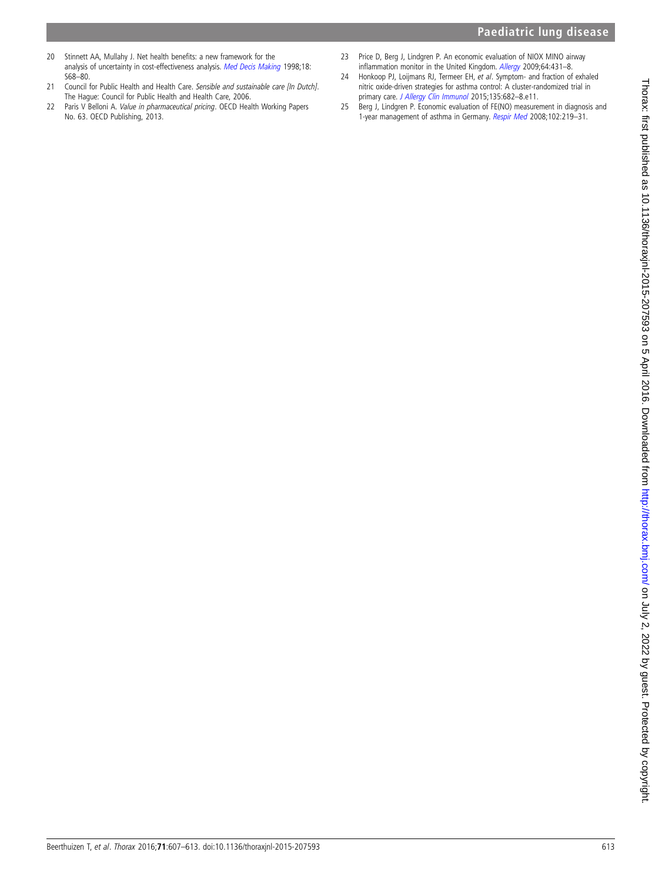20 Stinnett AA, Mullahy J. Net health benefits: a new framework for the analysis of uncertainty in cost-effectiveness analysis. *Med Decis Making* 1998;18: S68–80.

21 Council for Public Health and Health Care. *Sensible and sustainable care [In Dutch]*. The Hague: Council for Public Health and Health Care, 2006.

22 Paris V Belloni A. *Value in pharmaceutical pricing*. OECD Health Working Papers No. 63. OECD Publishing, 2013.

23 Price D, Berg J, Lindgren P. An economic evaluation of NIOX MINO airway inflammation monitor in the United Kingdom. *Allergy* 2009;64:431–8.

24 Honkoop PJ, Loijmans RJ, Termeer EH, *et al*. Symptom- and fraction of exhaled nitric oxide-driven strategies for asthma control: A cluster-randomized trial in primary care. *J Allergy Clin Immunol* 2015;135:682–8.e11.

25 Berg J, Lindgren P. Economic evaluation of FE(NO) measurement in diagnosis and 1-year management of asthma in Germany. *Respir Med* 2008;102:219–31.